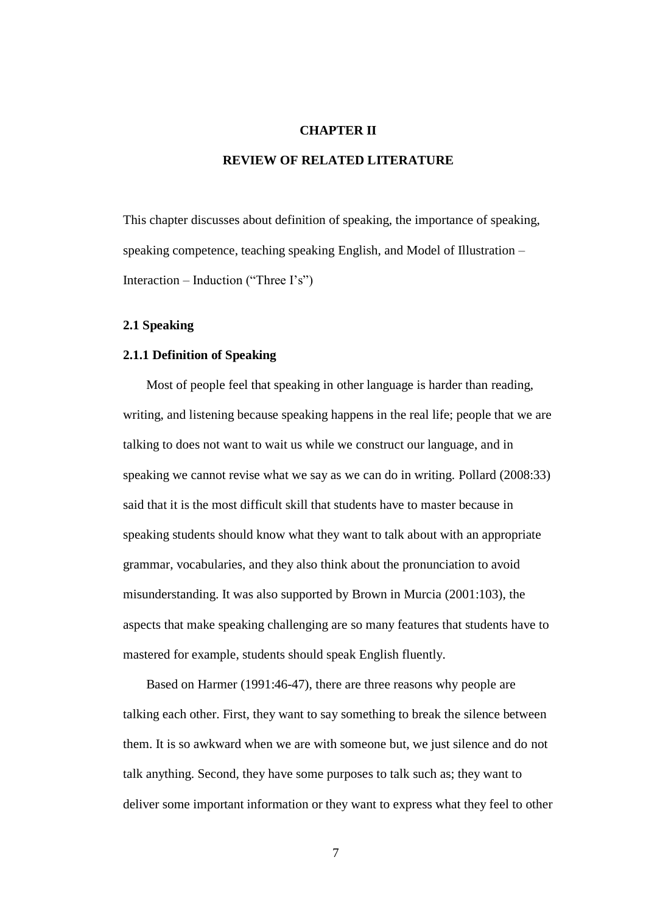# CHAPTER II

# REVIEW OF RELATED LITERATURE

This chapter discusses about definition of speaking, the importance of speaking, speaking competence, teaching speaking English, and Model of Illustration – Interaction – Induction ("Three I's")

## 2.1 Speaking

### 2.1.1 Definition of Speaking

Most of people feel that speaking in other language is harder than reading, writing, and listening because speaking happens in the real life; people that we are talking to does not want to wait us while we construct our language, and in speaking we cannot revise what we say as we can do in writing. Pollard (2008:33) said that it is the most difficult skill that students have to master because in speaking students should know what they want to talk about with an appropriate grammar, vocabularies, and they also think about the pronunciation to avoid misunderstanding. It was also supported by Brown in Murcia (2001:103), the aspects that make speaking challenging are so many features that students have to mastered for example, students should speak English fluently.

Based on Harmer (1991:46-47), there are three reasons why people are talking each other. First, they want to say something to break the silence between them. It is so awkward when we are with someone but, we just silence and do not talk anything. Second, they have some purposes to talk such as; they want to deliver some important information or they want to express what they feel to other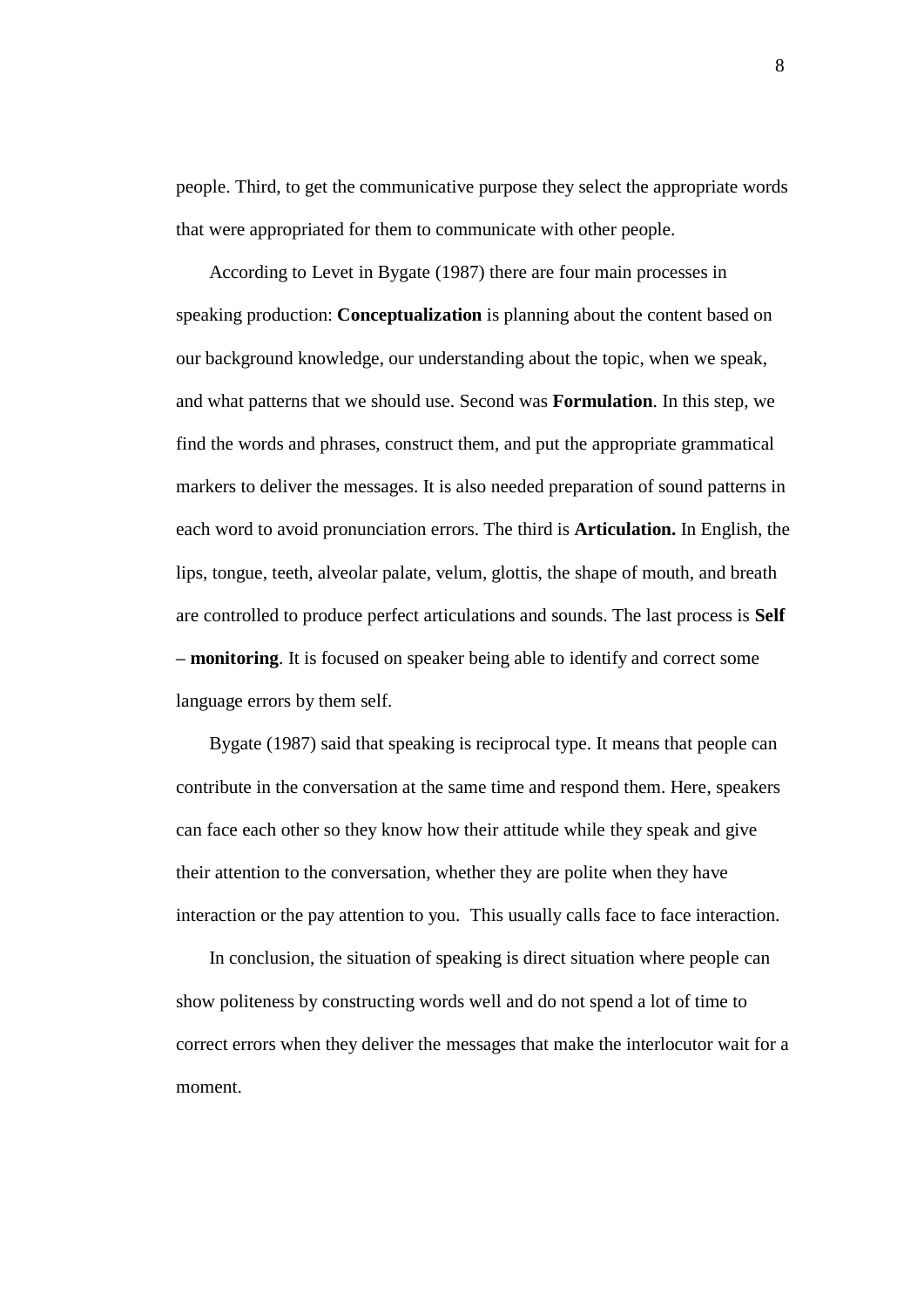people. Third, to get the communicative purpose they select the appropriate words that were appropriated for them to communicate with other people.

According to Levet in Bygate (1987) there are four main processes in speaking production: **Conceptualization** is planning about the content based on our background knowledge, our understanding about the topic, when we speak, and what patterns that we should use. Second was **Formulation**. In this step, we find the words and phrases, construct them, and put the appropriate grammatical markers to deliver the messages. It is also needed preparation of sound patterns in each word to avoid pronunciation errors. The third is **Articulation.** In English, the lips, tongue, teeth, alveolar palate, velum, glottis, the shape of mouth, and breath are controlled to produce perfect articulations and sounds. The last process is **Self – monitoring**. It is focused on speaker being able to identify and correct some language errors by them self.

Bygate (1987) said that speaking is reciprocal type. It means that people can contribute in the conversation at the same time and respond them. Here, speakers can face each other so they know how their attitude while they speak and give their attention to the conversation, whether they are polite when they have interaction or the pay attention to you. This usually calls face to face interaction.

In conclusion, the situation of speaking is direct situation where people can show politeness by constructing words well and do not spend a lot of time to correct errors when they deliver the messages that make the interlocutor wait for a moment.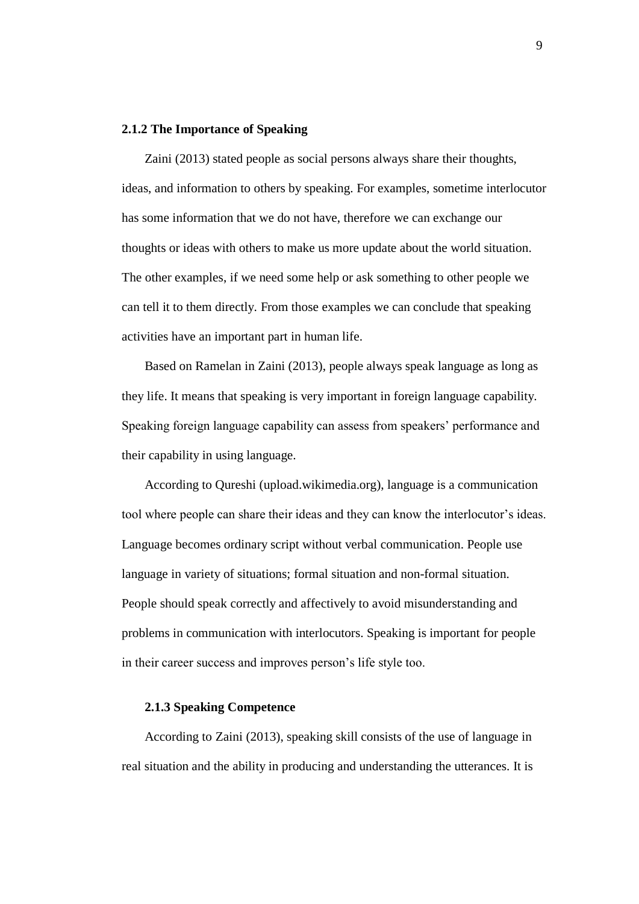### 2.1.2 The Importance of Speaking

Zaini (2013) stated people as social persons always share their thoughts, ideas, and information to others by speaking. For examples, sometime interlocutor has some information that we do not have, therefore we can exchange our thoughts or ideas with others to make us more update about the world situation. The other examples, if we need some help or ask something to other people we can tell it to them directly. From those examples we can conclude that speaking activities have an important part in human life.

Based on Ramelan in Zaini (2013), people always speak language as long as they life. It means that speaking is very important in foreign language capability. Speaking foreign language capability can assess from speakers' performance and their capability in using language.

According to Qureshi (upload.wikimedia.org), language is a communication tool where people can share their ideas and they can know the interlocutor's ideas. Language becomes ordinary script without verbal communication. People use language in variety of situations; formal situation and non-formal situation. People should speak correctly and affectively to avoid misunderstanding and problems in communication with interlocutors. Speaking is important for people in their career success and improves person's life style too.

### 2.1.3 Speaking Competence

According to Zaini (2013), speaking skill consists of the use of language in real situation and the ability in producing and understanding the utterances. It is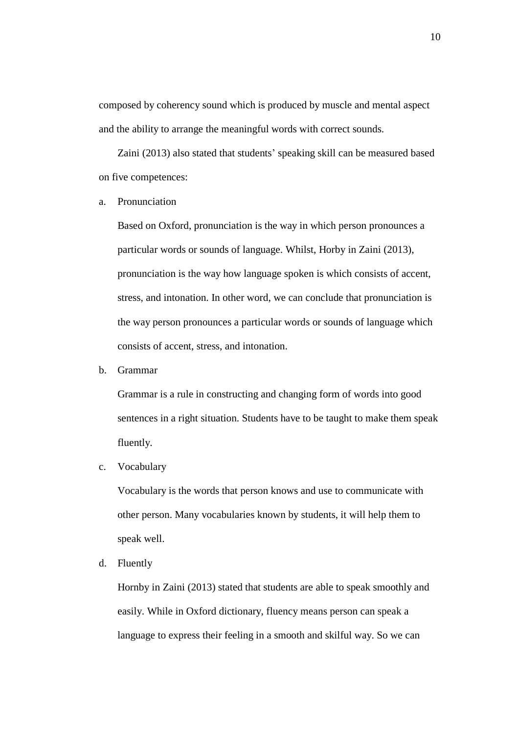composed by coherency sound which is produced by muscle and mental aspect and the ability to arrange the meaningful words with correct sounds.

Zaini (2013) also stated that students' speaking skill can be measured based on five competences:

a. Pronunciation

   Based on Oxford, pronunciation is the way in which person pronounces a particular words or sounds of language. Whilst, Horby in Zaini (2013), pronunciation is the way how language spoken is which consists of accent, stress, and intonation. In other word, we can conclude that pronunciation is the way person pronounces a particular words or sounds of language which consists of accent, stress, and intonation.

b. Grammar

   Grammar is a rule in constructing and changing form of words into good sentences in a right situation. Students have to be taught to make them speak fluently.

c. Vocabulary

   Vocabulary is the words that person knows and use to communicate with other person. Many vocabularies known by students, it will help them to speak well.

d. Fluently

   Hornby in Zaini (2013) stated that students are able to speak smoothly and easily. While in Oxford dictionary, fluency means person can speak a language to express their feeling in a smooth and skilful way. So we can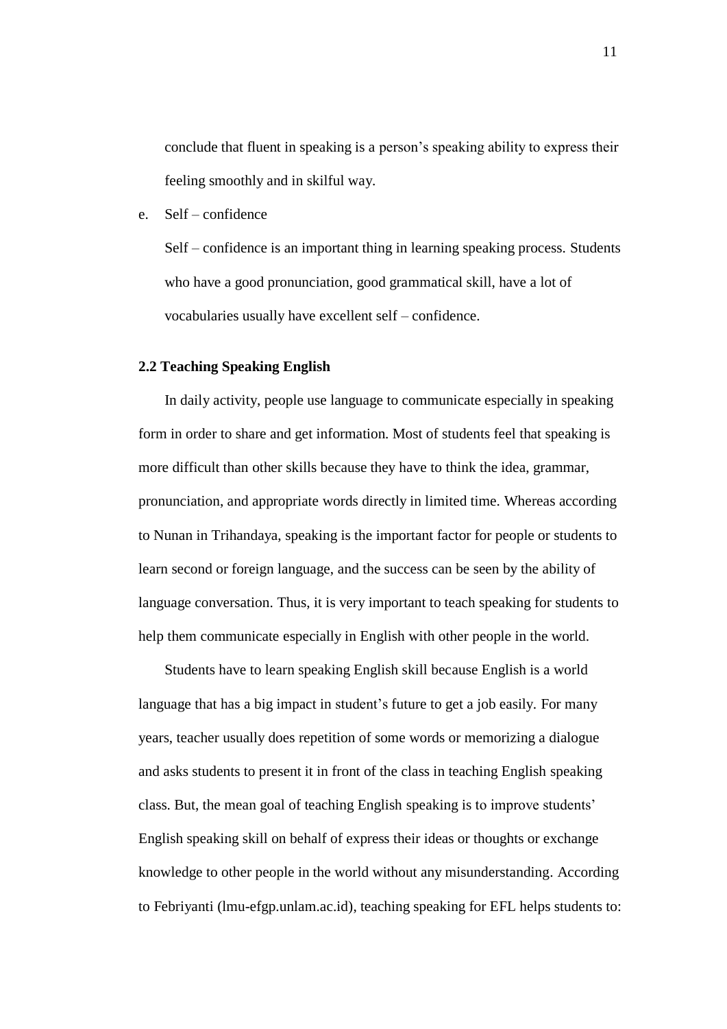conclude that fluent in speaking is a person's speaking ability to express their feeling smoothly and in skilful way.

e. Self – confidence

   Self – confidence is an important thing in learning speaking process. Students who have a good pronunciation, good grammatical skill, have a lot of vocabularies usually have excellent self – confidence.

**2.2 Teaching Speaking English**

In daily activity, people use language to communicate especially in speaking form in order to share and get information. Most of students feel that speaking is more difficult than other skills because they have to think the idea, grammar, pronunciation, and appropriate words directly in limited time. Whereas according to Nunan in Trihandaya, speaking is the important factor for people or students to learn second or foreign language, and the success can be seen by the ability of language conversation. Thus, it is very important to teach speaking for students to help them communicate especially in English with other people in the world.

Students have to learn speaking English skill because English is a world language that has a big impact in student's future to get a job easily. For many years, teacher usually does repetition of some words or memorizing a dialogue and asks students to present it in front of the class in teaching English speaking class. But, the mean goal of teaching English speaking is to improve students' English speaking skill on behalf of express their ideas or thoughts or exchange knowledge to other people in the world without any misunderstanding. According to Febriyanti (lmu-efgp.unlam.ac.id), teaching speaking for EFL helps students to: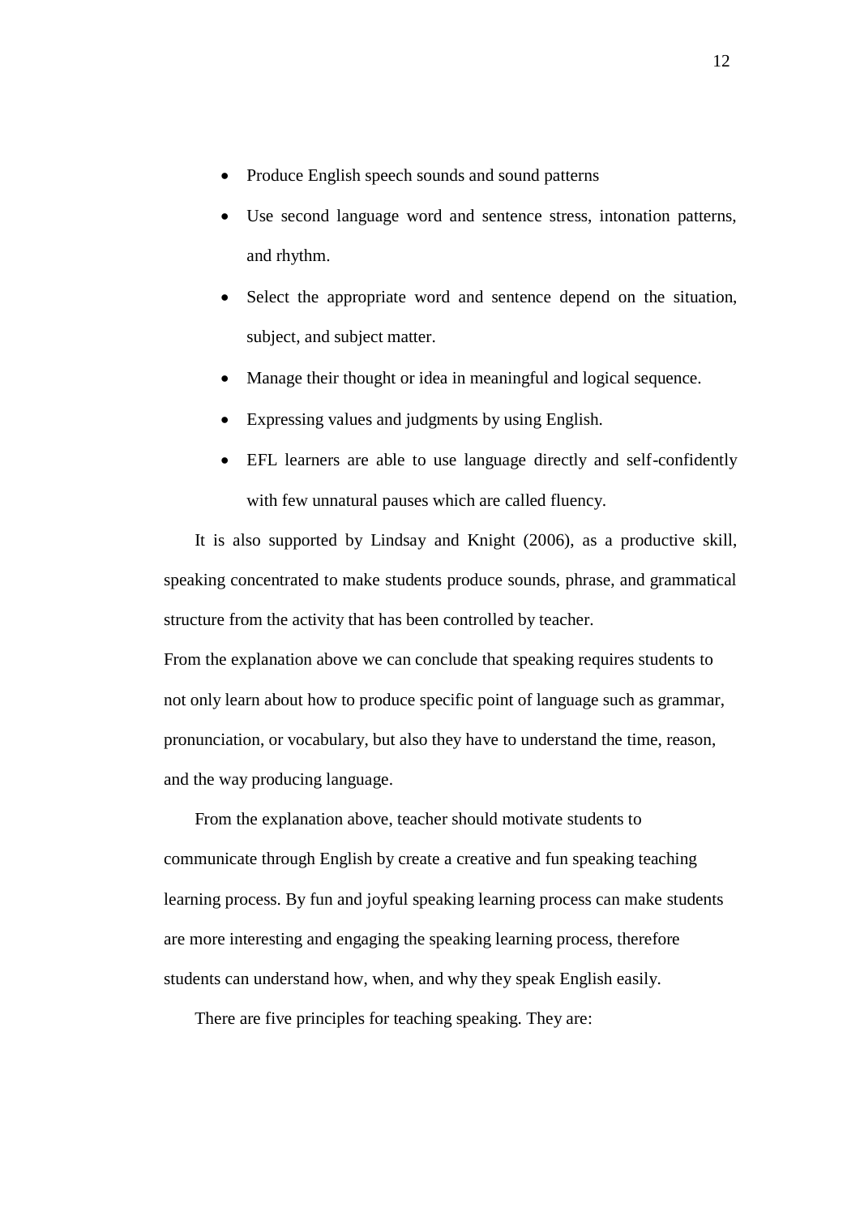- Produce English speech sounds and sound patterns
- Use second language word and sentence stress, intonation patterns, and rhythm.
- Select the appropriate word and sentence depend on the situation, subject, and subject matter.
- Manage their thought or idea in meaningful and logical sequence.
- Expressing values and judgments by using English.
- EFL learners are able to use language directly and self-confidently with few unnatural pauses which are called fluency.

It is also supported by Lindsay and Knight (2006), as a productive skill, speaking concentrated to make students produce sounds, phrase, and grammatical structure from the activity that has been controlled by teacher.

From the explanation above we can conclude that speaking requires students to not only learn about how to produce specific point of language such as grammar, pronunciation, or vocabulary, but also they have to understand the time, reason, and the way producing language.

From the explanation above, teacher should motivate students to communicate through English by create a creative and fun speaking teaching learning process. By fun and joyful speaking learning process can make students are more interesting and engaging the speaking learning process, therefore students can understand how, when, and why they speak English easily.

There are five principles for teaching speaking. They are: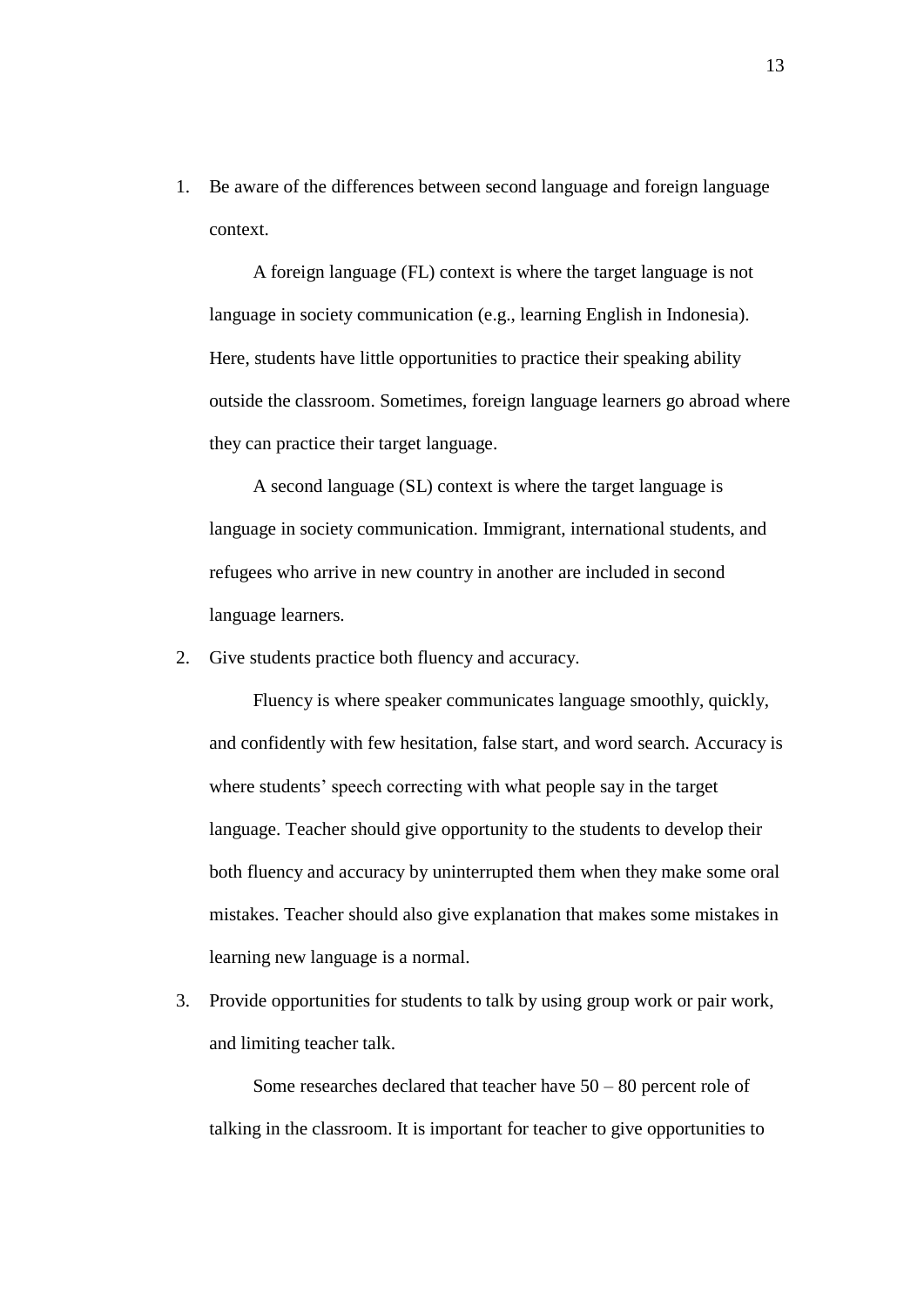1. Be aware of the differences between second language and foreign language context.

   A foreign language (FL) context is where the target language is not language in society communication (e.g., learning English in Indonesia). Here, students have little opportunities to practice their speaking ability outside the classroom. Sometimes, foreign language learners go abroad where they can practice their target language.

   A second language (SL) context is where the target language is language in society communication. Immigrant, international students, and refugees who arrive in new country in another are included in second language learners.

2. Give students practice both fluency and accuracy.

   Fluency is where speaker communicates language smoothly, quickly, and confidently with few hesitation, false start, and word search. Accuracy is where students' speech correcting with what people say in the target language. Teacher should give opportunity to the students to develop their both fluency and accuracy by uninterrupted them when they make some oral mistakes. Teacher should also give explanation that makes some mistakes in learning new language is a normal.

3. Provide opportunities for students to talk by using group work or pair work, and limiting teacher talk.

   Some researches declared that teacher have 50 – 80 percent role of talking in the classroom. It is important for teacher to give opportunities to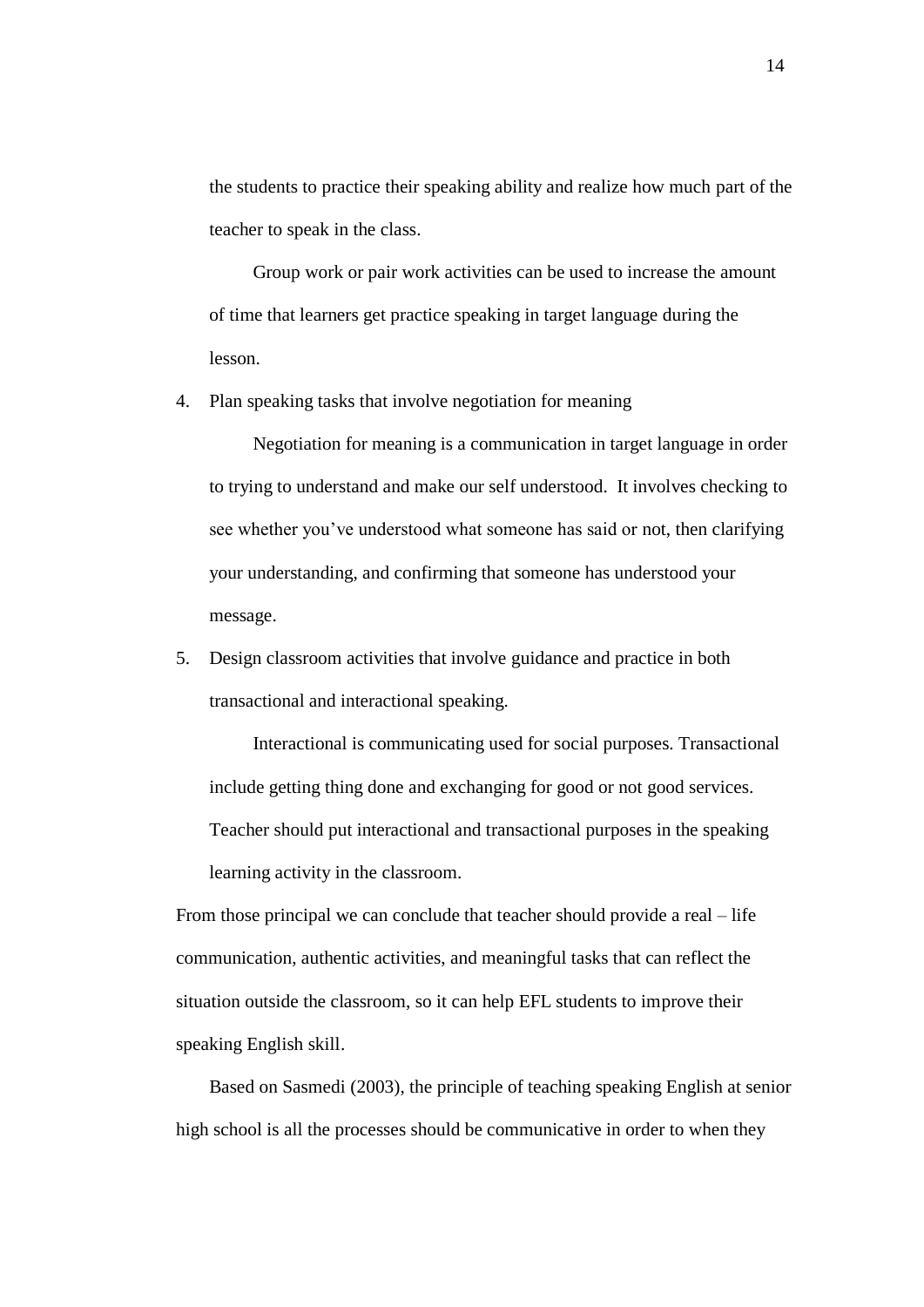the students to practice their speaking ability and realize how much part of the teacher to speak in the class.

Group work or pair work activities can be used to increase the amount of time that learners get practice speaking in target language during the lesson.

4. Plan speaking tasks that involve negotiation for meaning

   Negotiation for meaning is a communication in target language in order to trying to understand and make our self understood. It involves checking to see whether you've understood what someone has said or not, then clarifying your understanding, and confirming that someone has understood your message.

5. Design classroom activities that involve guidance and practice in both transactional and interactional speaking.

   Interactional is communicating used for social purposes. Transactional include getting thing done and exchanging for good or not good services. Teacher should put interactional and transactional purposes in the speaking learning activity in the classroom.

From those principal we can conclude that teacher should provide a real – life communication, authentic activities, and meaningful tasks that can reflect the situation outside the classroom, so it can help EFL students to improve their speaking English skill.

Based on Sasmedi (2003), the principle of teaching speaking English at senior high school is all the processes should be communicative in order to when they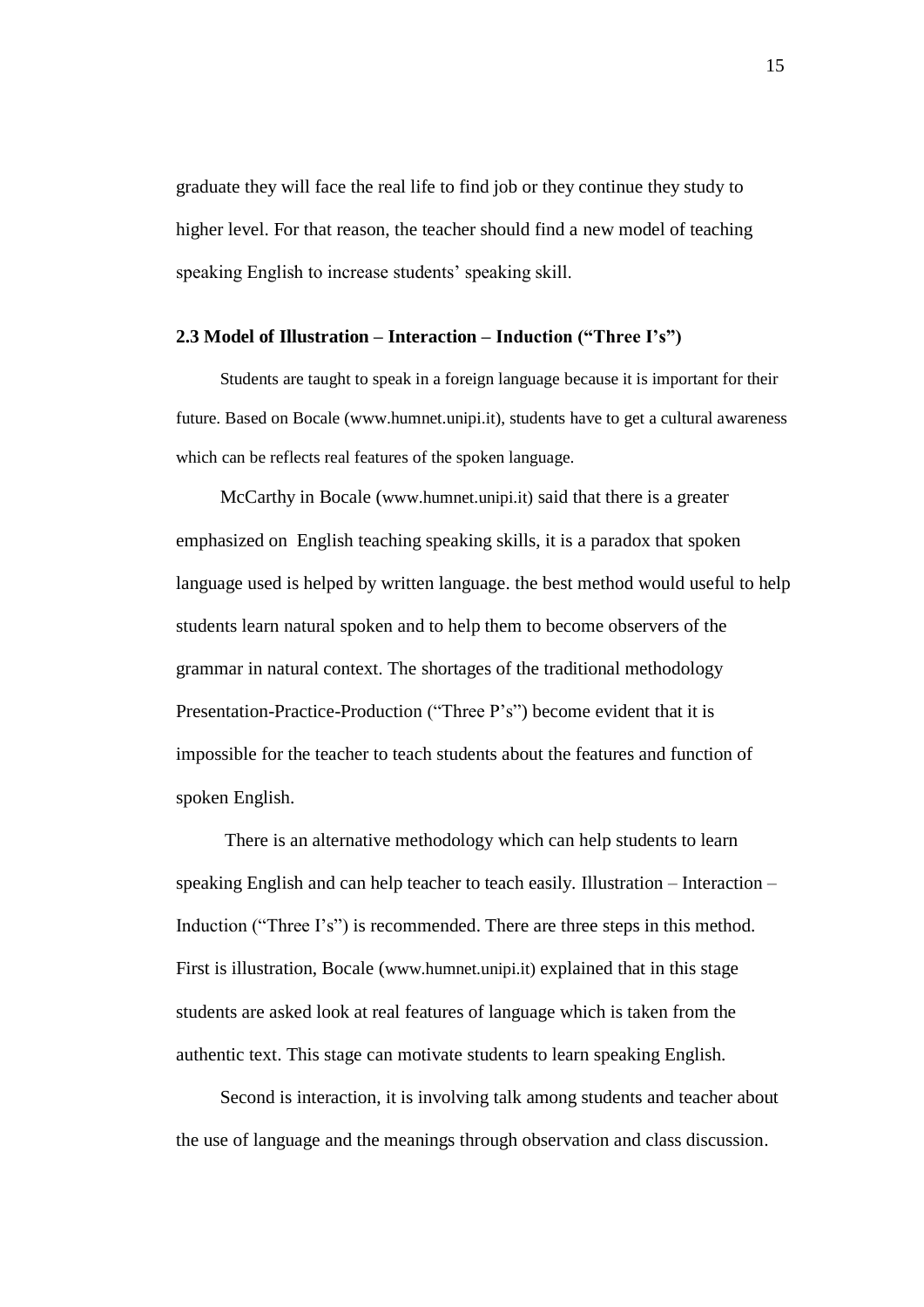graduate they will face the real life to find job or they continue they study to higher level. For that reason, the teacher should find a new model of teaching speaking English to increase students' speaking skill.

### 2.3 Model of Illustration – Interaction – Induction ("Three I's")

Students are taught to speak in a foreign language because it is important for their future. Based on Bocale (www.humnet.unipi.it), students have to get a cultural awareness which can be reflects real features of the spoken language.

McCarthy in Bocale (www.humnet.unipi.it) said that there is a greater emphasized on English teaching speaking skills, it is a paradox that spoken language used is helped by written language. the best method would useful to help students learn natural spoken and to help them to become observers of the grammar in natural context. The shortages of the traditional methodology Presentation-Practice-Production ("Three P's") become evident that it is impossible for the teacher to teach students about the features and function of spoken English.

There is an alternative methodology which can help students to learn speaking English and can help teacher to teach easily. Illustration – Interaction – Induction ("Three I's") is recommended. There are three steps in this method. First is illustration, Bocale (www.humnet.unipi.it) explained that in this stage students are asked look at real features of language which is taken from the authentic text. This stage can motivate students to learn speaking English.

Second is interaction, it is involving talk among students and teacher about the use of language and the meanings through observation and class discussion.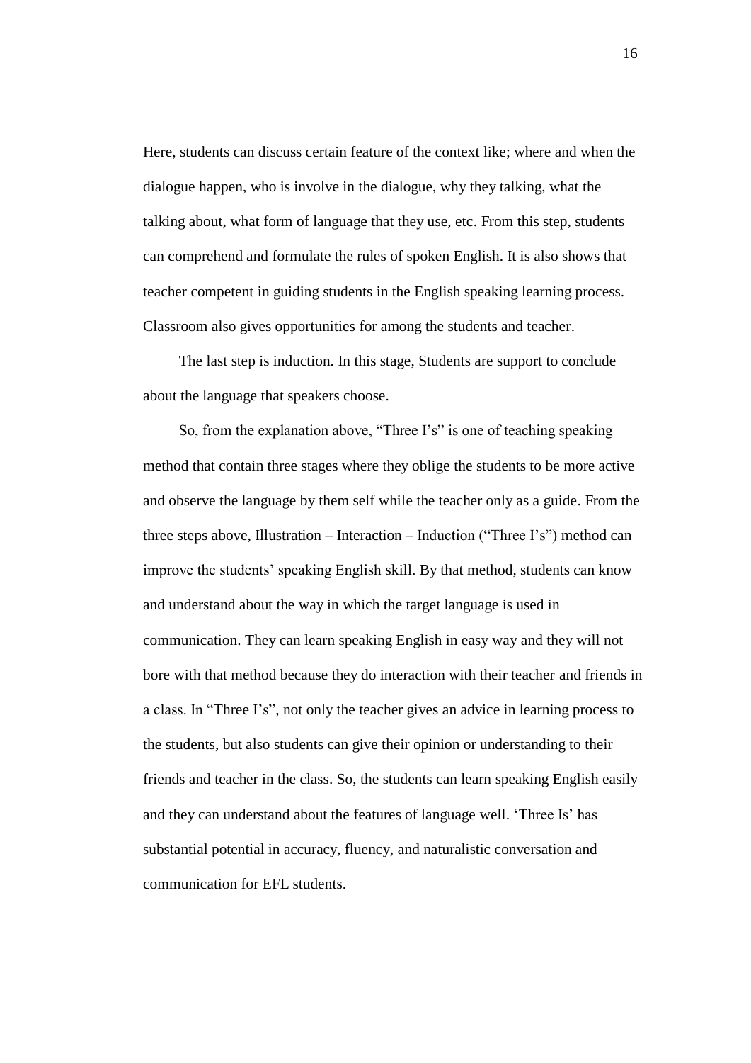Here, students can discuss certain feature of the context like; where and when the dialogue happen, who is involve in the dialogue, why they talking, what the talking about, what form of language that they use, etc. From this step, students can comprehend and formulate the rules of spoken English. It is also shows that teacher competent in guiding students in the English speaking learning process. Classroom also gives opportunities for among the students and teacher.

The last step is induction. In this stage, Students are support to conclude about the language that speakers choose.

So, from the explanation above, "Three I's" is one of teaching speaking method that contain three stages where they oblige the students to be more active and observe the language by them self while the teacher only as a guide. From the three steps above, Illustration – Interaction – Induction ("Three I's") method can improve the students' speaking English skill. By that method, students can know and understand about the way in which the target language is used in communication. They can learn speaking English in easy way and they will not bore with that method because they do interaction with their teacher and friends in a class. In "Three I's", not only the teacher gives an advice in learning process to the students, but also students can give their opinion or understanding to their friends and teacher in the class. So, the students can learn speaking English easily and they can understand about the features of language well. 'Three Is' has substantial potential in accuracy, fluency, and naturalistic conversation and communication for EFL students.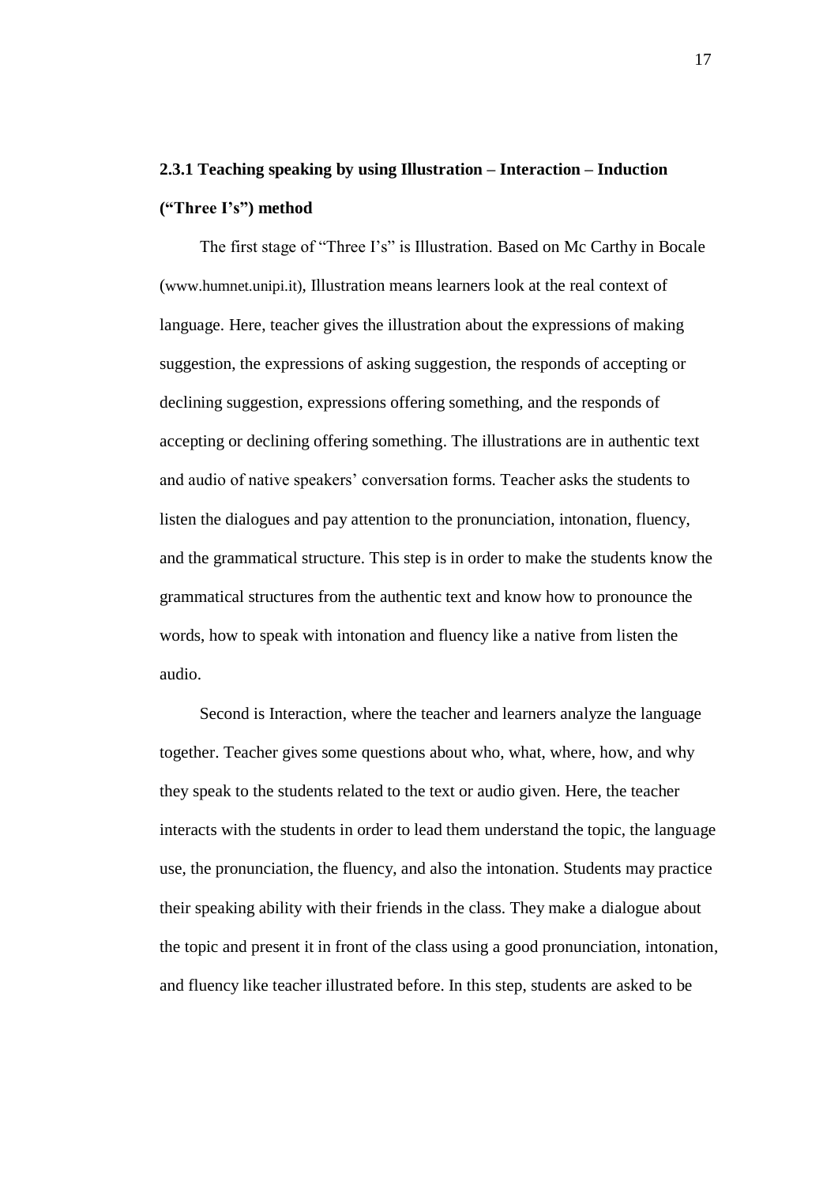### 2.3.1 Teaching speaking by using Illustration – Interaction – Induction ("Three I's") method

The first stage of "Three I's" is Illustration. Based on Mc Carthy in Bocale (www.humnet.unipi.it), Illustration means learners look at the real context of language. Here, teacher gives the illustration about the expressions of making suggestion, the expressions of asking suggestion, the responds of accepting or declining suggestion, expressions offering something, and the responds of accepting or declining offering something. The illustrations are in authentic text and audio of native speakers' conversation forms. Teacher asks the students to listen the dialogues and pay attention to the pronunciation, intonation, fluency, and the grammatical structure. This step is in order to make the students know the grammatical structures from the authentic text and know how to pronounce the words, how to speak with intonation and fluency like a native from listen the audio.

Second is Interaction, where the teacher and learners analyze the language together. Teacher gives some questions about who, what, where, how, and why they speak to the students related to the text or audio given. Here, the teacher interacts with the students in order to lead them understand the topic, the language use, the pronunciation, the fluency, and also the intonation. Students may practice their speaking ability with their friends in the class. They make a dialogue about the topic and present it in front of the class using a good pronunciation, intonation, and fluency like teacher illustrated before. In this step, students are asked to be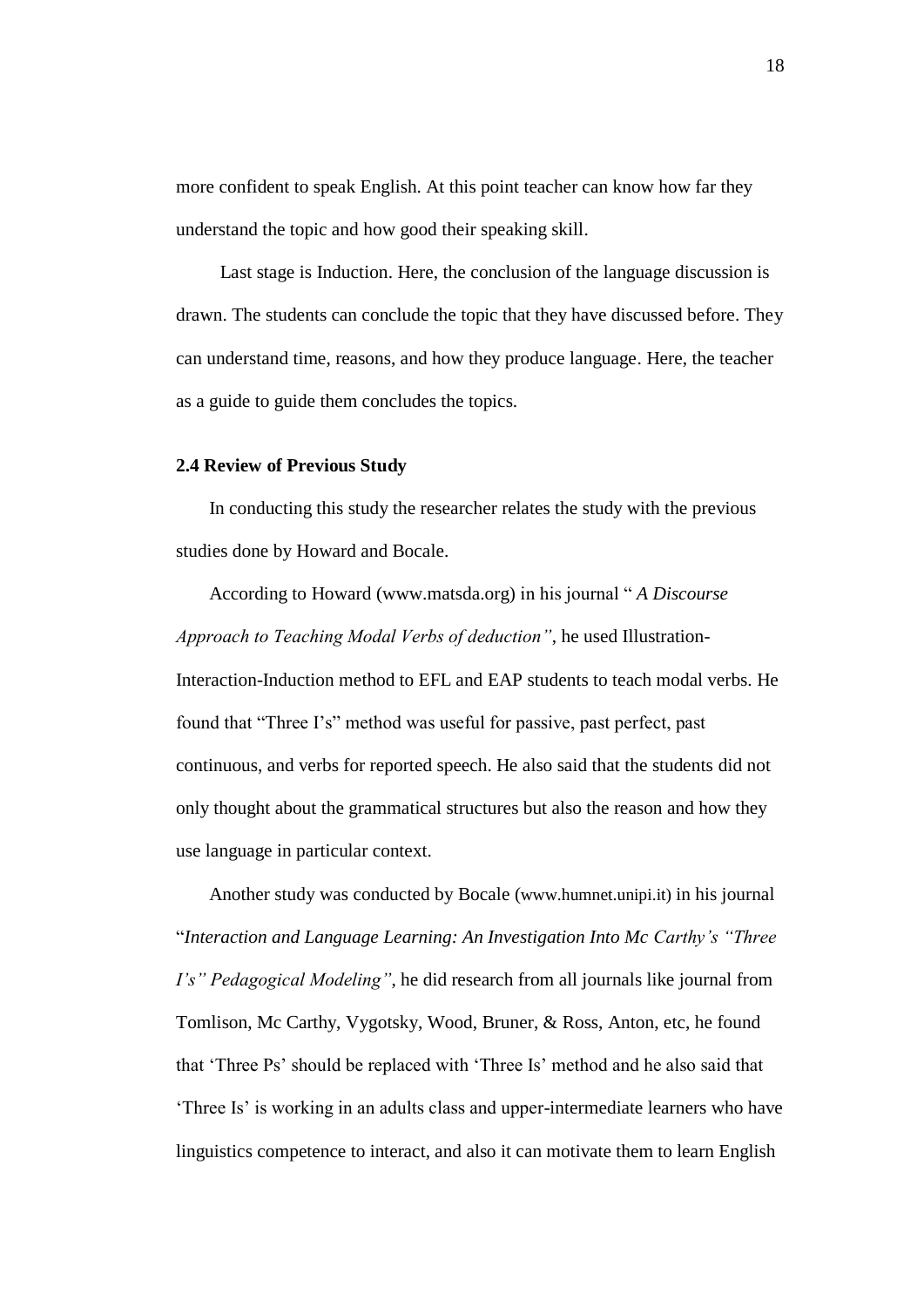more confident to speak English. At this point teacher can know how far they understand the topic and how good their speaking skill.

Last stage is Induction. Here, the conclusion of the language discussion is drawn. The students can conclude the topic that they have discussed before. They can understand time, reasons, and how they produce language. Here, the teacher as a guide to guide them concludes the topics.

### 2.4 Review of Previous Study

In conducting this study the researcher relates the study with the previous studies done by Howard and Bocale.

According to Howard (www.matsda.org) in his journal " *A Discourse Approach to Teaching Modal Verbs of deduction"*, he used Illustration-Interaction-Induction method to EFL and EAP students to teach modal verbs. He found that "Three I's" method was useful for passive, past perfect, past continuous, and verbs for reported speech. He also said that the students did not only thought about the grammatical structures but also the reason and how they use language in particular context.

Another study was conducted by Bocale (www.humnet.unipi.it) in his journal "*Interaction and Language Learning: An Investigation Into Mc Carthy's "Three I's" Pedagogical Modeling"*, he did research from all journals like journal from Tomlison, Mc Carthy, Vygotsky, Wood, Bruner, & Ross, Anton, etc, he found that 'Three Ps' should be replaced with 'Three Is' method and he also said that 'Three Is' is working in an adults class and upper-intermediate learners who have linguistics competence to interact, and also it can motivate them to learn English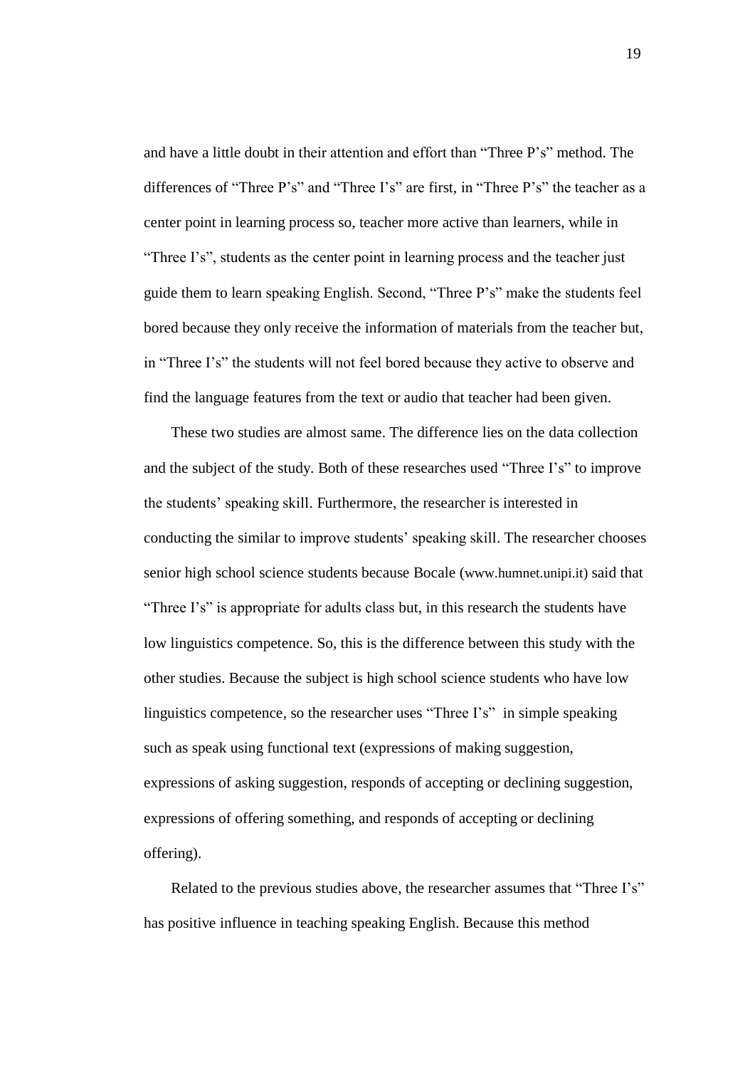and have a little doubt in their attention and effort than “Three P’s” method. The differences of “Three P’s” and “Three I’s” are first, in “Three P’s” the teacher as a center point in learning process so, teacher more active than learners, while in “Three I’s”, students as the center point in learning process and the teacher just guide them to learn speaking English. Second, “Three P’s” make the students feel bored because they only receive the information of materials from the teacher but, in “Three I’s” the students will not feel bored because they active to observe and find the language features from the text or audio that teacher had been given.

These two studies are almost same. The difference lies on the data collection and the subject of the study. Both of these researches used “Three I’s” to improve the students’ speaking skill. Furthermore, the researcher is interested in conducting the similar to improve students’ speaking skill. The researcher chooses senior high school science students because Bocale (www.humnet.unipi.it) said that “Three I’s” is appropriate for adults class but, in this research the students have low linguistics competence. So, this is the difference between this study with the other studies. Because the subject is high school science students who have low linguistics competence, so the researcher uses “Three I’s” in simple speaking such as speak using functional text (expressions of making suggestion, expressions of asking suggestion, responds of accepting or declining suggestion, expressions of offering something, and responds of accepting or declining offering).

Related to the previous studies above, the researcher assumes that “Three I’s” has positive influence in teaching speaking English. Because this method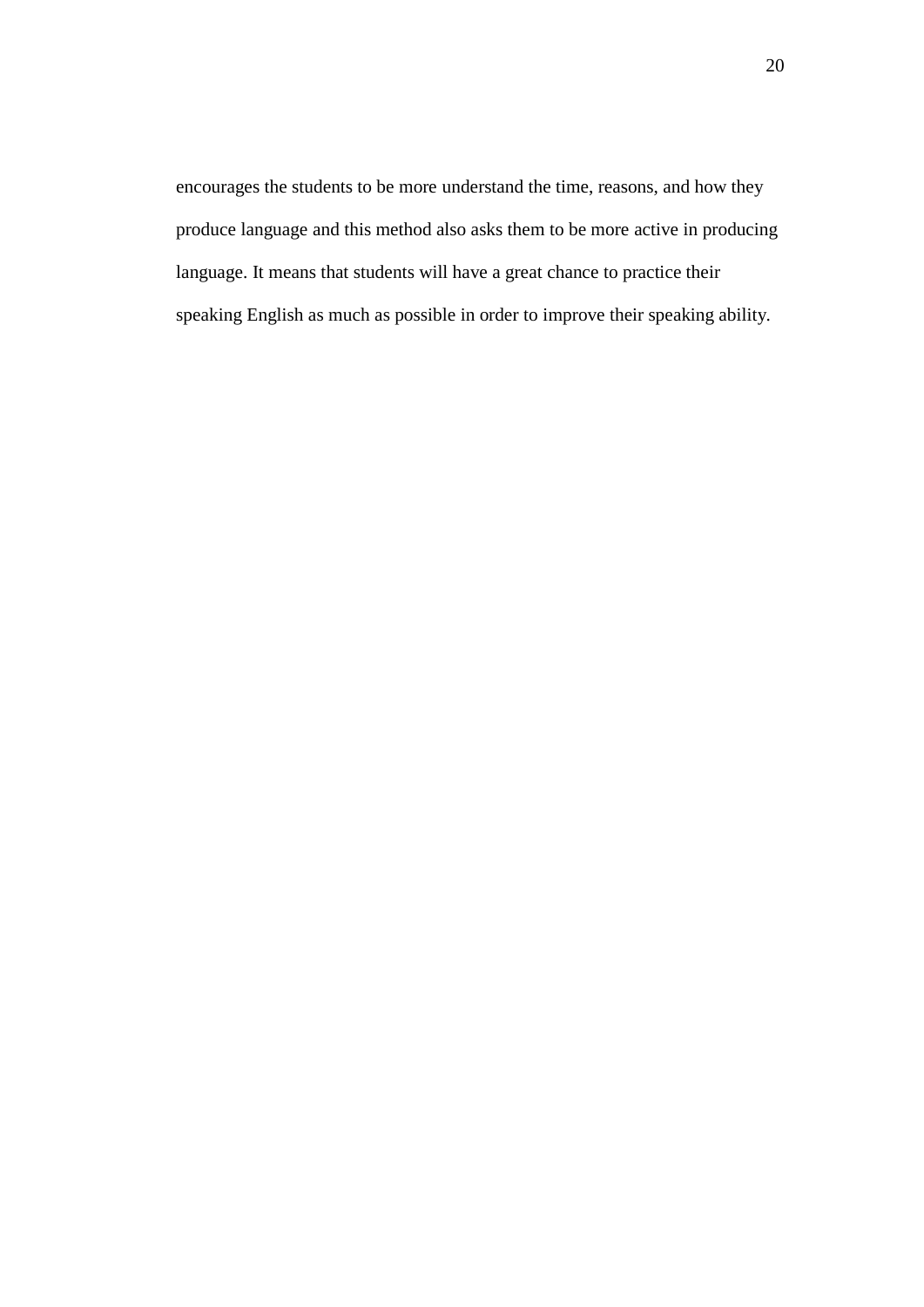encourages the students to be more understand the time, reasons, and how they produce language and this method also asks them to be more active in producing language. It means that students will have a great chance to practice their speaking English as much as possible in order to improve their speaking ability.